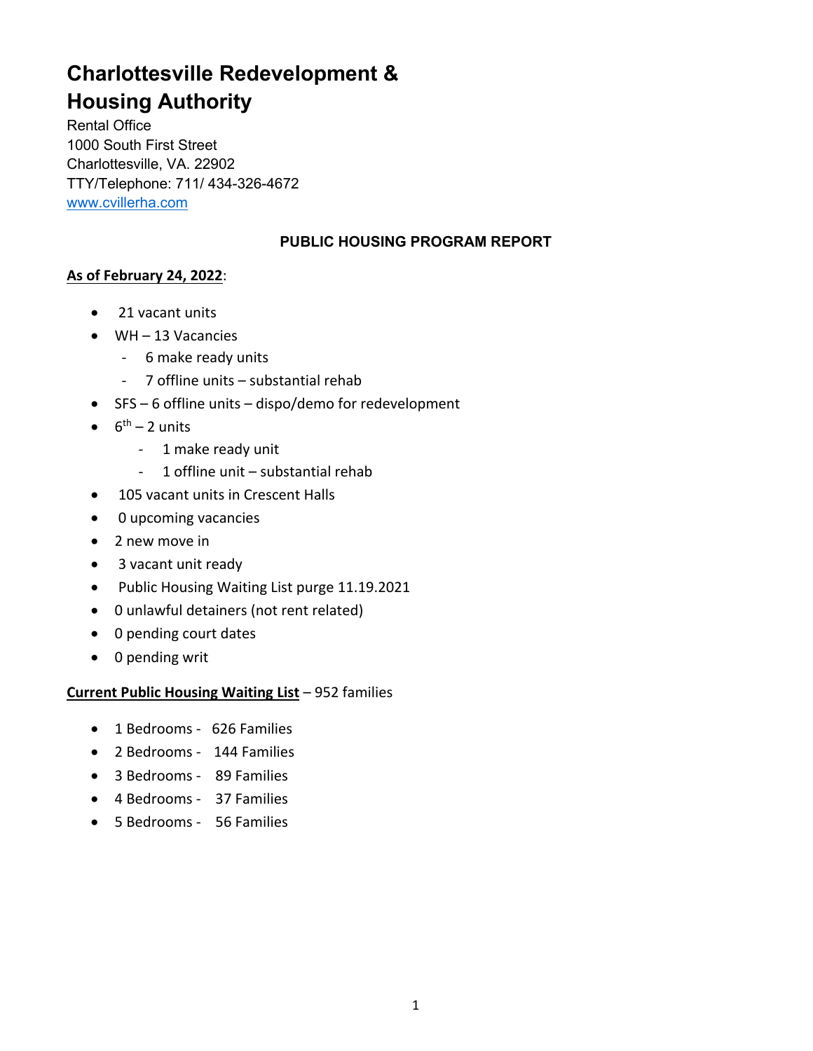# Charlottesville Redevelopment & Housing Authority

Rental Office
1000 South First Street
Charlottesville, VA. 22902
TTY/Telephone: 711/ 434-326-4672
www.cvillerha.com

## PUBLIC HOUSING PROGRAM REPORT

**As of February 24, 2022**:

- 21 vacant units
- WH – 13 Vacancies
  - 6 make ready units
  - 7 offline units – substantial rehab
- SFS – 6 offline units – dispo/demo for redevelopment
- 6th – 2 units
  - 1 make ready unit
  - 1 offline unit – substantial rehab
- 105 vacant units in Crescent Halls
- 0 upcoming vacancies
- 2 new move in
- 3 vacant unit ready
- Public Housing Waiting List purge 11.19.2021
- 0 unlawful detainers (not rent related)
- 0 pending court dates
- 0 pending writ

**Current Public Housing Waiting List** – 952 families

- 1 Bedrooms - 626 Families
- 2 Bedrooms - 144 Families
- 3 Bedrooms - 89 Families
- 4 Bedrooms - 37 Families
- 5 Bedrooms - 56 Families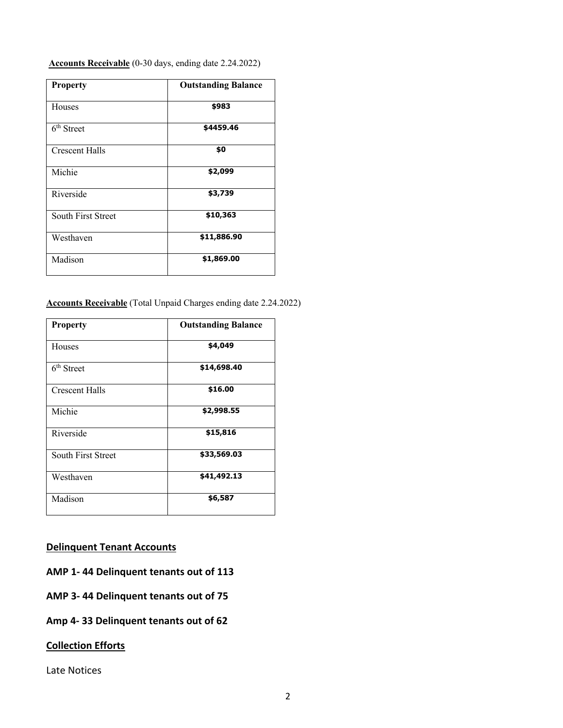**Accounts Receivable** (0-30 days, ending date 2.24.2022)

| Property | Outstanding Balance |
|---|---|
| Houses | $983 |
| 6th Street | $4459.46 |
| Crescent Halls | $0 |
| Michie | $2,099 |
| Riverside | $3,739 |
| South First Street | $10,363 |
| Westhaven | $11,886.90 |
| Madison | $1,869.00 |

**Accounts Receivable** (Total Unpaid Charges ending date 2.24.2022)

| Property | Outstanding Balance |
|---|---|
| Houses | $4,049 |
| 6th Street | $14,698.40 |
| Crescent Halls | $16.00 |
| Michie | $2,998.55 |
| Riverside | $15,816 |
| South First Street | $33,569.03 |
| Westhaven | $41,492.13 |
| Madison | $6,587 |

## Delinquent Tenant Accounts

**AMP 1- 44 Delinquent tenants out of 113**

**AMP 3- 44 Delinquent tenants out of 75**

**Amp 4- 33 Delinquent tenants out of 62**

## Collection Efforts

Late Notices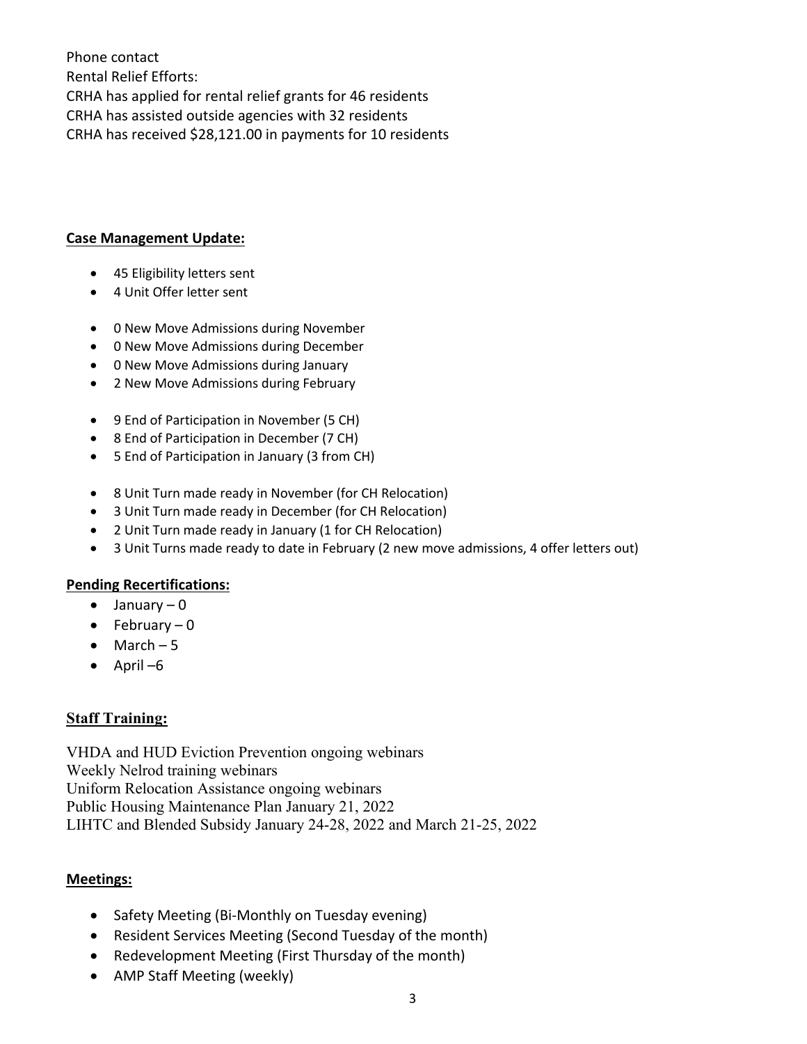Phone contact

Rental Relief Efforts:

CRHA has applied for rental relief grants for 46 residents

CRHA has assisted outside agencies with 32 residents

CRHA has received $28,121.00 in payments for 10 residents

**Case Management Update:**

- 45 Eligibility letters sent
- 4 Unit Offer letter sent

- 0 New Move Admissions during November
- 0 New Move Admissions during December
- 0 New Move Admissions during January
- 2 New Move Admissions during February

- 9 End of Participation in November (5 CH)
- 8 End of Participation in December (7 CH)
- 5 End of Participation in January (3 from CH)

- 8 Unit Turn made ready in November (for CH Relocation)
- 3 Unit Turn made ready in December (for CH Relocation)
- 2 Unit Turn made ready in January (1 for CH Relocation)
- 3 Unit Turns made ready to date in February (2 new move admissions, 4 offer letters out)

**Pending Recertifications:**

- January – 0
- February – 0
- March – 5
- April –6

**Staff Training:**

VHDA and HUD Eviction Prevention ongoing webinars

Weekly Nelrod training webinars

Uniform Relocation Assistance ongoing webinars

Public Housing Maintenance Plan January 21, 2022

LIHTC and Blended Subsidy January 24-28, 2022 and March 21-25, 2022

**Meetings:**

- Safety Meeting (Bi-Monthly on Tuesday evening)
- Resident Services Meeting (Second Tuesday of the month)
- Redevelopment Meeting (First Thursday of the month)
- AMP Staff Meeting (weekly)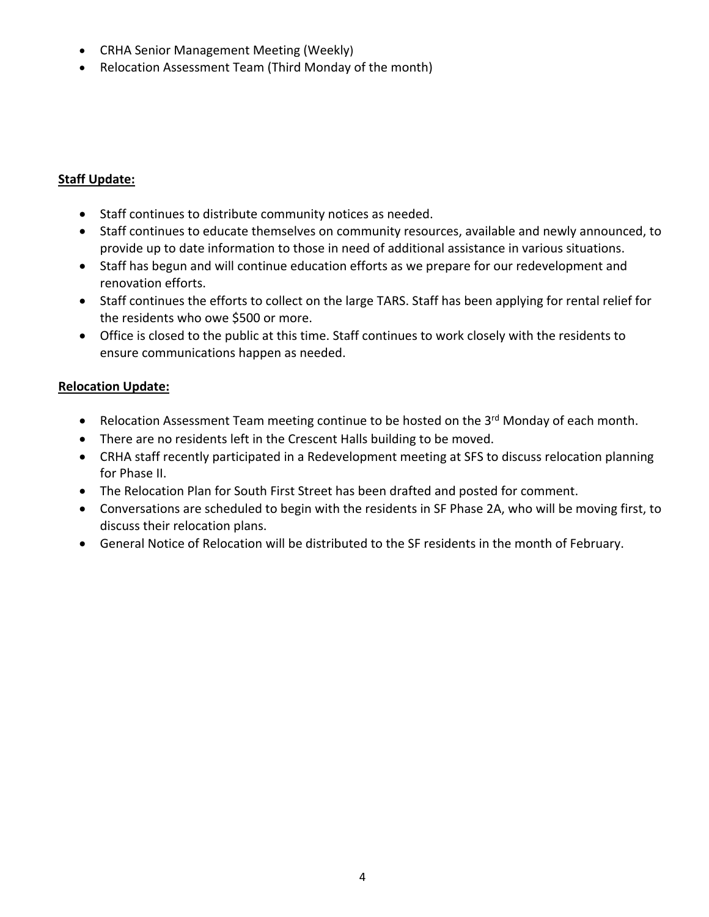- CRHA Senior Management Meeting (Weekly)
- Relocation Assessment Team (Third Monday of the month)

**Staff Update:**

- Staff continues to distribute community notices as needed.
- Staff continues to educate themselves on community resources, available and newly announced, to provide up to date information to those in need of additional assistance in various situations.
- Staff has begun and will continue education efforts as we prepare for our redevelopment and renovation efforts.
- Staff continues the efforts to collect on the large TARS. Staff has been applying for rental relief for the residents who owe $500 or more.
- Office is closed to the public at this time. Staff continues to work closely with the residents to ensure communications happen as needed.

**Relocation Update:**

- Relocation Assessment Team meeting continue to be hosted on the 3rd Monday of each month.
- There are no residents left in the Crescent Halls building to be moved.
- CRHA staff recently participated in a Redevelopment meeting at SFS to discuss relocation planning for Phase II.
- The Relocation Plan for South First Street has been drafted and posted for comment.
- Conversations are scheduled to begin with the residents in SF Phase 2A, who will be moving first, to discuss their relocation plans.
- General Notice of Relocation will be distributed to the SF residents in the month of February.